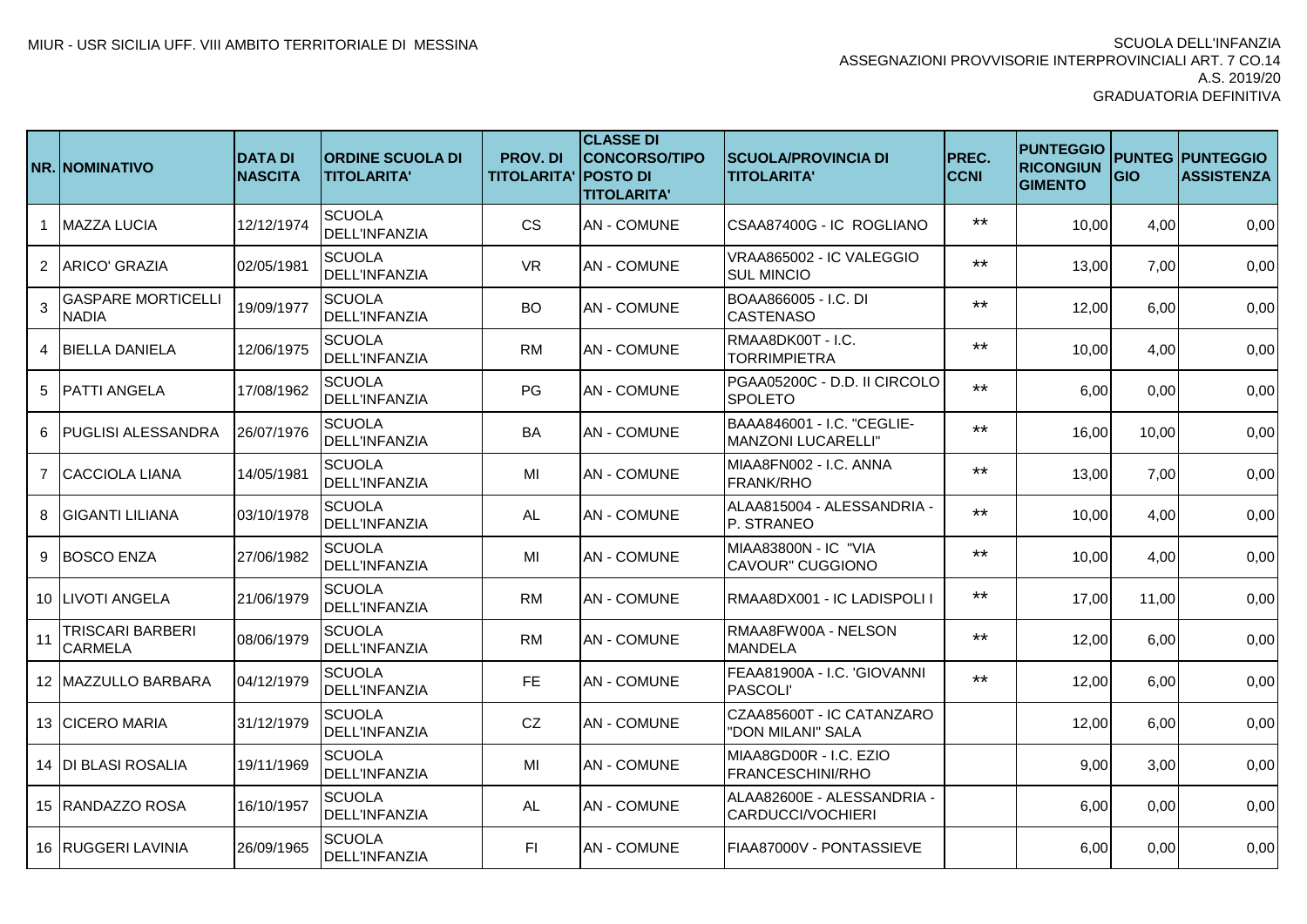MIUR - USR SICILIA UFF. VIII AMBITO TERRITORIALE DI MESSINA

SCUOLA DELL'INFANZIA
ASSEGNAZIONI PROVVISORIE INTERPROVINCIALI ART. 7 CO.14
A.S. 2019/20
GRADUATORIA DEFINITIVA

| NR. | NOMINATIVO | DATA DI NASCITA | ORDINE SCUOLA DI TITOLARITA' | PROV. DI TITOLARITA' | CLASSE DI CONCORSO/TIPO POSTO DI TITOLARITA' | SCUOLA/PROVINCIA DI TITOLARITA' | PREC. CCNI | PUNTEGGIO RICONGIUNGIMENTO | PUNTEGGIO | PUNTEGGIO ASSISTENZA |
|---|---|---|---|---|---|---|---|---|---|---|
| 1 | MAZZA LUCIA | 12/12/1974 | SCUOLA DELL'INFANZIA | CS | AN - COMUNE | CSAA87400G - IC ROGLIANO | ** | 10,00 | 4,00 | 0,00 |
| 2 | ARICO' GRAZIA | 02/05/1981 | SCUOLA DELL'INFANZIA | VR | AN - COMUNE | VRAA865002 - IC VALEGGIO SUL MINCIO | ** | 13,00 | 7,00 | 0,00 |
| 3 | GASPARE MORTICELLI NADIA | 19/09/1977 | SCUOLA DELL'INFANZIA | BO | AN - COMUNE | BOAA866005 - I.C. DI CASTENASO | ** | 12,00 | 6,00 | 0,00 |
| 4 | BIELLA DANIELA | 12/06/1975 | SCUOLA DELL'INFANZIA | RM | AN - COMUNE | RMAA8DK00T - I.C. TORRIMPIETRA | ** | 10,00 | 4,00 | 0,00 |
| 5 | PATTI ANGELA | 17/08/1962 | SCUOLA DELL'INFANZIA | PG | AN - COMUNE | PGAA05200C - D.D. II CIRCOLO SPOLETO | ** | 6,00 | 0,00 | 0,00 |
| 6 | PUGLISI ALESSANDRA | 26/07/1976 | SCUOLA DELL'INFANZIA | BA | AN - COMUNE | BAAA846001 - I.C. "CEGLIE-MANZONI LUCARELLI" | ** | 16,00 | 10,00 | 0,00 |
| 7 | CACCIOLA LIANA | 14/05/1981 | SCUOLA DELL'INFANZIA | MI | AN - COMUNE | MIAA8FN002 - I.C. ANNA FRANK/RHO | ** | 13,00 | 7,00 | 0,00 |
| 8 | GIGANTI LILIANA | 03/10/1978 | SCUOLA DELL'INFANZIA | AL | AN - COMUNE | ALAA815004 - ALESSANDRIA - P. STRANEO | ** | 10,00 | 4,00 | 0,00 |
| 9 | BOSCO ENZA | 27/06/1982 | SCUOLA DELL'INFANZIA | MI | AN - COMUNE | MIAA83800N - IC "VIA CAVOUR" CUGGIONO | ** | 10,00 | 4,00 | 0,00 |
| 10 | LIVOTI ANGELA | 21/06/1979 | SCUOLA DELL'INFANZIA | RM | AN - COMUNE | RMAA8DX001 - IC LADISPOLI I | ** | 17,00 | 11,00 | 0,00 |
| 11 | TRISCARI BARBERI CARMELA | 08/06/1979 | SCUOLA DELL'INFANZIA | RM | AN - COMUNE | RMAA8FW00A - NELSON MANDELA | ** | 12,00 | 6,00 | 0,00 |
| 12 | MAZZULLO BARBARA | 04/12/1979 | SCUOLA DELL'INFANZIA | FE | AN - COMUNE | FEAA81900A - I.C. 'GIOVANNI PASCOLI' | ** | 12,00 | 6,00 | 0,00 |
| 13 | CICERO MARIA | 31/12/1979 | SCUOLA DELL'INFANZIA | CZ | AN - COMUNE | CZAA85600T - IC CATANZARO "DON MILANI" SALA | | 12,00 | 6,00 | 0,00 |
| 14 | DI BLASI ROSALIA | 19/11/1969 | SCUOLA DELL'INFANZIA | MI | AN - COMUNE | MIAA8GD00R - I.C. EZIO FRANCESCHINI/RHO | | 9,00 | 3,00 | 0,00 |
| 15 | RANDAZZO ROSA | 16/10/1957 | SCUOLA DELL'INFANZIA | AL | AN - COMUNE | ALAA82600E - ALESSANDRIA - CARDUCCI/VOCHIERI | | 6,00 | 0,00 | 0,00 |
| 16 | RUGGERI LAVINIA | 26/09/1965 | SCUOLA DELL'INFANZIA | FI | AN - COMUNE | FIAA87000V - PONTASSIEVE | | 6,00 | 0,00 | 0,00 |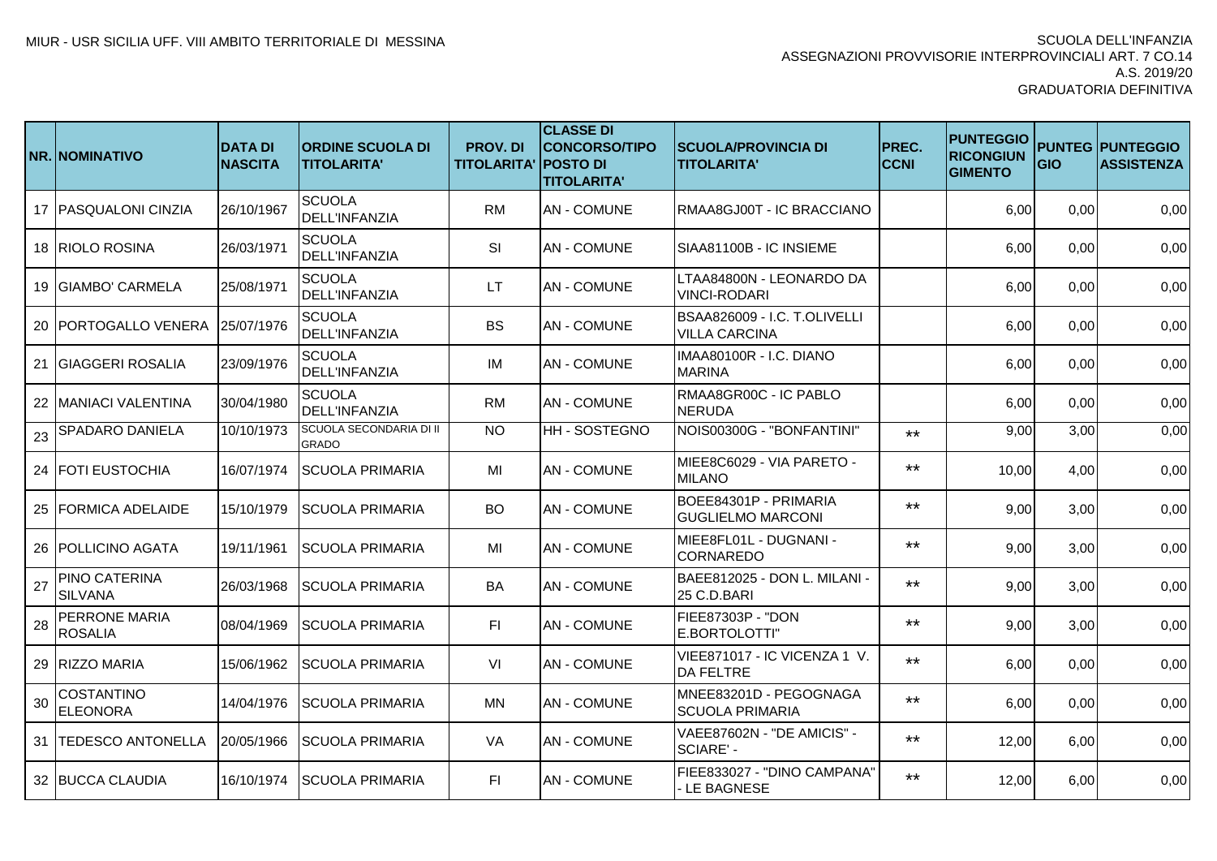MIUR - USR SICILIA UFF. VIII AMBITO TERRITORIALE DI MESSINA

SCUOLA DELL'INFANZIA
ASSEGNAZIONI PROVVISORIE INTERPROVINCIALI ART. 7 CO.14
A.S. 2019/20
GRADUATORIA DEFINITIVA

| NR. | NOMINATIVO | DATA DI NASCITA | ORDINE SCUOLA DI TITOLARITA' | PROV. DI TITOLARITA' | CLASSE DI CONCORSO/TIPO POSTO DI TITOLARITA' | SCUOLA/PROVINCIA DI TITOLARITA' | PREC. CCNI | PUNTEGGIO RICONGIUNGIMENTO | PUNTEGGIO | PUNTEGGIO ASSISTENZA |
|---|---|---|---|---|---|---|---|---|---|---|
| 17 | PASQUALONI CINZIA | 26/10/1967 | SCUOLA DELL'INFANZIA | RM | AN - COMUNE | RMAA8GJ00T - IC BRACCIANO | | 6,00 | 0,00 | 0,00 |
| 18 | RIOLO ROSINA | 26/03/1971 | SCUOLA DELL'INFANZIA | SI | AN - COMUNE | SIAA81100B - IC INSIEME | | 6,00 | 0,00 | 0,00 |
| 19 | GIAMBO' CARMELA | 25/08/1971 | SCUOLA DELL'INFANZIA | LT | AN - COMUNE | LTAA84800N - LEONARDO DA VINCI-RODARI | | 6,00 | 0,00 | 0,00 |
| 20 | PORTOGALLO VENERA | 25/07/1976 | SCUOLA DELL'INFANZIA | BS | AN - COMUNE | BSAA826009 - I.C. T.OLIVELLI VILLA CARCINA | | 6,00 | 0,00 | 0,00 |
| 21 | GIAGGERI ROSALIA | 23/09/1976 | SCUOLA DELL'INFANZIA | IM | AN - COMUNE | IMAA80100R - I.C. DIANO MARINA | | 6,00 | 0,00 | 0,00 |
| 22 | MANIACI VALENTINA | 30/04/1980 | SCUOLA DELL'INFANZIA | RM | AN - COMUNE | RMAA8GR00C - IC PABLO NERUDA | | 6,00 | 0,00 | 0,00 |
| 23 | SPADARO DANIELA | 10/10/1973 | SCUOLA SECONDARIA DI II GRADO | NO | HH - SOSTEGNO | NOIS00300G - "BONFANTINI" | ** | 9,00 | 3,00 | 0,00 |
| 24 | FOTI EUSTOCHIA | 16/07/1974 | SCUOLA PRIMARIA | MI | AN - COMUNE | MIEE8C6029 - VIA PARETO - MILANO | ** | 10,00 | 4,00 | 0,00 |
| 25 | FORMICA ADELAIDE | 15/10/1979 | SCUOLA PRIMARIA | BO | AN - COMUNE | BOEE84301P - PRIMARIA GUGLIELMO MARCONI | ** | 9,00 | 3,00 | 0,00 |
| 26 | POLLICINO AGATA | 19/11/1961 | SCUOLA PRIMARIA | MI | AN - COMUNE | MIEE8FL01L - DUGNANI - CORNAREDO | ** | 9,00 | 3,00 | 0,00 |
| 27 | PINO CATERINA SILVANA | 26/03/1968 | SCUOLA PRIMARIA | BA | AN - COMUNE | BAEE812025 - DON L. MILANI - 25 C.D.BARI | ** | 9,00 | 3,00 | 0,00 |
| 28 | PERRONE MARIA ROSALIA | 08/04/1969 | SCUOLA PRIMARIA | FI | AN - COMUNE | FIEE87303P - "DON E.BORTOLOTTI" | ** | 9,00 | 3,00 | 0,00 |
| 29 | RIZZO MARIA | 15/06/1962 | SCUOLA PRIMARIA | VI | AN - COMUNE | VIEE871017 - IC VICENZA 1 V. DA FELTRE | ** | 6,00 | 0,00 | 0,00 |
| 30 | COSTANTINO ELEONORA | 14/04/1976 | SCUOLA PRIMARIA | MN | AN - COMUNE | MNEE83201D - PEGOGNAGA SCUOLA PRIMARIA | ** | 6,00 | 0,00 | 0,00 |
| 31 | TEDESCO ANTONELLA | 20/05/1966 | SCUOLA PRIMARIA | VA | AN - COMUNE | VAEE87602N - "DE AMICIS" - SCIARE' - | ** | 12,00 | 6,00 | 0,00 |
| 32 | BUCCA CLAUDIA | 16/10/1974 | SCUOLA PRIMARIA | FI | AN - COMUNE | FIEE833027 - "DINO CAMPANA" - LE BAGNESE | ** | 12,00 | 6,00 | 0,00 |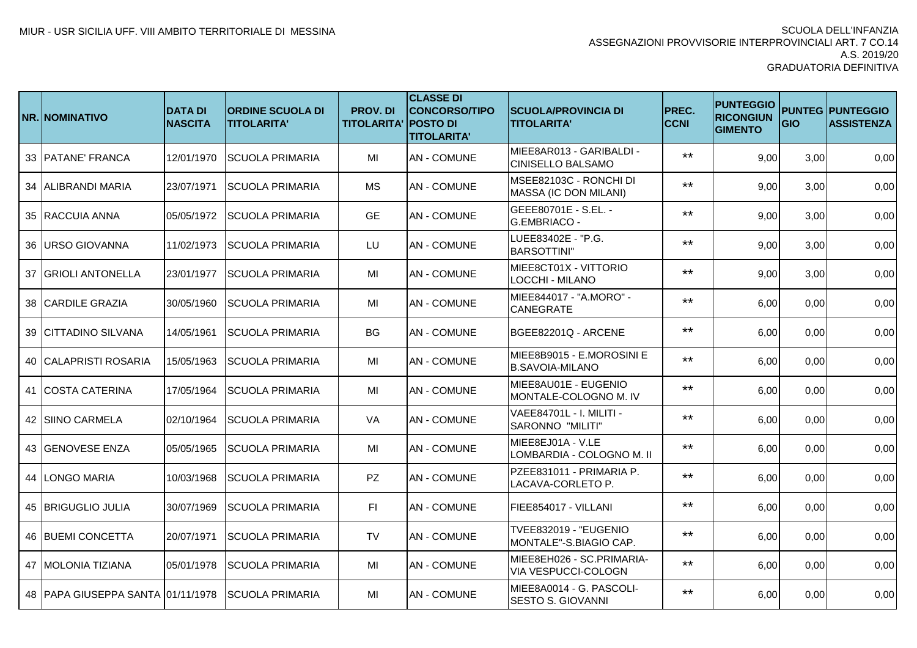MIUR - USR SICILIA UFF. VIII AMBITO TERRITORIALE DI MESSINA

SCUOLA DELL'INFANZIA
ASSEGNAZIONI PROVVISORIE INTERPROVINCIALI ART. 7 CO.14
A.S. 2019/20
GRADUATORIA DEFINITIVA

| NR. | NOMINATIVO | DATA DI NASCITA | ORDINE SCUOLA DI TITOLARITA' | PROV. DI TITOLARITA' | CLASSE DI CONCORSO/TIPO POSTO DI TITOLARITA' | SCUOLA/PROVINCIA DI TITOLARITA' | PREC. CCNI | PUNTEGGIO RICONGIUNGIMENTO | PUNTEGGIO | PUNTEGGIO ASSISTENZA |
|---|---|---|---|---|---|---|---|---|---|---|
| 33 | PATANE' FRANCA | 12/01/1970 | SCUOLA PRIMARIA | MI | AN - COMUNE | MIEE8AR013 - GARIBALDI - CINISELLO BALSAMO | ** | 9,00 | 3,00 | 0,00 |
| 34 | ALIBRANDI MARIA | 23/07/1971 | SCUOLA PRIMARIA | MS | AN - COMUNE | MSEE82103C - RONCHI DI MASSA (IC DON MILANI) | ** | 9,00 | 3,00 | 0,00 |
| 35 | RACCUIA ANNA | 05/05/1972 | SCUOLA PRIMARIA | GE | AN - COMUNE | GEEE80701E - S.EL. - G.EMBRIACO - | ** | 9,00 | 3,00 | 0,00 |
| 36 | URSO GIOVANNA | 11/02/1973 | SCUOLA PRIMARIA | LU | AN - COMUNE | LUEE83402E - "P.G. BARSOTTINI" | ** | 9,00 | 3,00 | 0,00 |
| 37 | GRIOLI ANTONELLA | 23/01/1977 | SCUOLA PRIMARIA | MI | AN - COMUNE | MIEE8CT01X - VITTORIO LOCCHI - MILANO | ** | 9,00 | 3,00 | 0,00 |
| 38 | CARDILE GRAZIA | 30/05/1960 | SCUOLA PRIMARIA | MI | AN - COMUNE | MIEE844017 - "A.MORO" - CANEGRATE | ** | 6,00 | 0,00 | 0,00 |
| 39 | CITTADINO SILVANA | 14/05/1961 | SCUOLA PRIMARIA | BG | AN - COMUNE | BGEE82201Q - ARCENE | ** | 6,00 | 0,00 | 0,00 |
| 40 | CALAPRISTI ROSARIA | 15/05/1963 | SCUOLA PRIMARIA | MI | AN - COMUNE | MIEE8B9015 - E.MOROSINI E B.SAVOIA-MILANO | ** | 6,00 | 0,00 | 0,00 |
| 41 | COSTA CATERINA | 17/05/1964 | SCUOLA PRIMARIA | MI | AN - COMUNE | MIEE8AU01E - EUGENIO MONTALE-COLOGNO M. IV | ** | 6,00 | 0,00 | 0,00 |
| 42 | SIINO CARMELA | 02/10/1964 | SCUOLA PRIMARIA | VA | AN - COMUNE | VAEE84701L - I. MILITI - SARONNO "MILITI" | ** | 6,00 | 0,00 | 0,00 |
| 43 | GENOVESE ENZA | 05/05/1965 | SCUOLA PRIMARIA | MI | AN - COMUNE | MIEE8EJ01A - V.LE LOMBARDIA - COLOGNO M. II | ** | 6,00 | 0,00 | 0,00 |
| 44 | LONGO MARIA | 10/03/1968 | SCUOLA PRIMARIA | PZ | AN - COMUNE | PZEE831011 - PRIMARIA P. LACAVA-CORLETO P. | ** | 6,00 | 0,00 | 0,00 |
| 45 | BRIGUGLIO JULIA | 30/07/1969 | SCUOLA PRIMARIA | FI | AN - COMUNE | FIEE854017 - VILLANI | ** | 6,00 | 0,00 | 0,00 |
| 46 | BUEMI CONCETTA | 20/07/1971 | SCUOLA PRIMARIA | TV | AN - COMUNE | TVEE832019 - "EUGENIO MONTALE"-S.BIAGIO CAP. | ** | 6,00 | 0,00 | 0,00 |
| 47 | MOLONIA TIZIANA | 05/01/1978 | SCUOLA PRIMARIA | MI | AN - COMUNE | MIEE8EH026 - SC.PRIMARIA-VIA VESPUCCI-COLOGN | ** | 6,00 | 0,00 | 0,00 |
| 48 | PAPA GIUSEPPA SANTA | 01/11/1978 | SCUOLA PRIMARIA | MI | AN - COMUNE | MIEE8A0014 - G. PASCOLI-SESTO S. GIOVANNI | ** | 6,00 | 0,00 | 0,00 |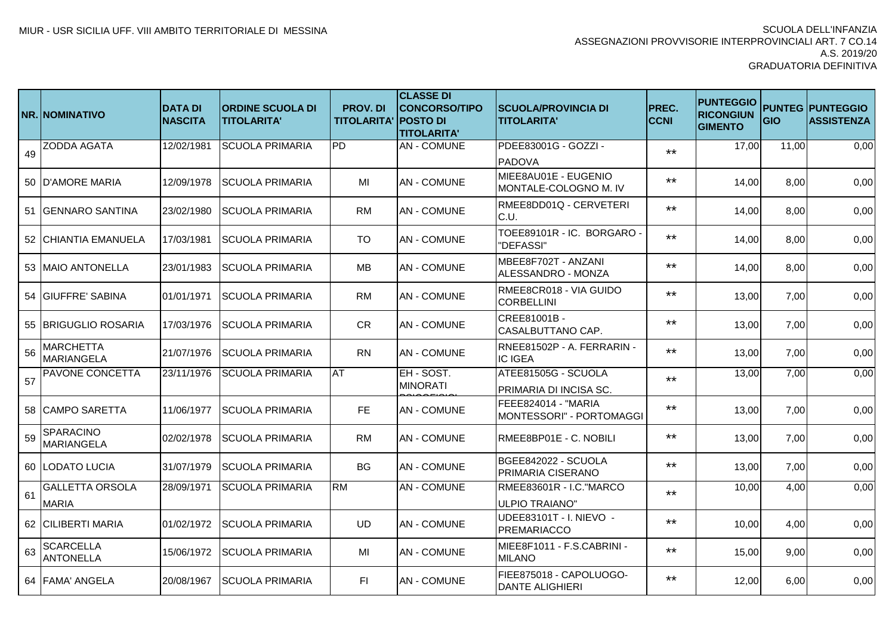MIUR - USR SICILIA UFF. VIII AMBITO TERRITORIALE DI MESSINA

SCUOLA DELL'INFANZIA
ASSEGNAZIONI PROVVISORIE INTERPROVINCIALI ART. 7 CO.14
A.S. 2019/20
GRADUATORIA DEFINITIVA

| NR. | NOMINATIVO | DATA DI NASCITA | ORDINE SCUOLA DI TITOLARITA' | PROV. DI TITOLARITA' | CLASSE DI CONCORSO/TIPO POSTO DI TITOLARITA' | SCUOLA/PROVINCIA DI TITOLARITA' | PREC. CCNI | PUNTEGGIO RICONGIUNGIMENTO | PUNTEGGIO | PUNTEGGIO ASSISTENZA |
|---|---|---|---|---|---|---|---|---|---|---|
| 49 | ZODDA AGATA | 12/02/1981 | SCUOLA PRIMARIA | PD | AN - COMUNE | PDEE83001G - GOZZI - PADOVA | ** | 17,00 | 11,00 | 0,00 |
| 50 | D'AMORE MARIA | 12/09/1978 | SCUOLA PRIMARIA | MI | AN - COMUNE | MIEE8AU01E - EUGENIO MONTALE-COLOGNO M. IV | ** | 14,00 | 8,00 | 0,00 |
| 51 | GENNARO SANTINA | 23/02/1980 | SCUOLA PRIMARIA | RM | AN - COMUNE | RMEE8DD01Q - CERVETERI C.U. | ** | 14,00 | 8,00 | 0,00 |
| 52 | CHIANTIA EMANUELA | 17/03/1981 | SCUOLA PRIMARIA | TO | AN - COMUNE | TOEE89101R - IC. BORGARO - "DEFASSI" | ** | 14,00 | 8,00 | 0,00 |
| 53 | MAIO ANTONELLA | 23/01/1983 | SCUOLA PRIMARIA | MB | AN - COMUNE | MBEE8F702T - ANZANI ALESSANDRO - MONZA | ** | 14,00 | 8,00 | 0,00 |
| 54 | GIUFFRE' SABINA | 01/01/1971 | SCUOLA PRIMARIA | RM | AN - COMUNE | RMEE8CR018 - VIA GUIDO CORBELLINI | ** | 13,00 | 7,00 | 0,00 |
| 55 | BRIGUGLIO ROSARIA | 17/03/1976 | SCUOLA PRIMARIA | CR | AN - COMUNE | CREE81001B - CASALBUTTANO CAP. | ** | 13,00 | 7,00 | 0,00 |
| 56 | MARCHETTA MARIANGELA | 21/07/1976 | SCUOLA PRIMARIA | RN | AN - COMUNE | RNEE81502P - A. FERRARIN - IC IGEA | ** | 13,00 | 7,00 | 0,00 |
| 57 | PAVONE CONCETTA | 23/11/1976 | SCUOLA PRIMARIA | AT | EH - SOST. MINORATI PSICOFISICI | ATEE81505G - SCUOLA PRIMARIA DI INCISA SC. | ** | 13,00 | 7,00 | 0,00 |
| 58 | CAMPO SARETTA | 11/06/1977 | SCUOLA PRIMARIA | FE | AN - COMUNE | FEEE824014 - "MARIA MONTESSORI" - PORTOMAGGI | ** | 13,00 | 7,00 | 0,00 |
| 59 | SPARACINO MARIANGELA | 02/02/1978 | SCUOLA PRIMARIA | RM | AN - COMUNE | RMEE8BP01E - C. NOBILI | ** | 13,00 | 7,00 | 0,00 |
| 60 | LODATO LUCIA | 31/07/1979 | SCUOLA PRIMARIA | BG | AN - COMUNE | BGEE842022 - SCUOLA PRIMARIA CISERANO | ** | 13,00 | 7,00 | 0,00 |
| 61 | GALLETTA ORSOLA MARIA | 28/09/1971 | SCUOLA PRIMARIA | RM | AN - COMUNE | RMEE83601R - I.C."MARCO ULPIO TRAIANO" | ** | 10,00 | 4,00 | 0,00 |
| 62 | CILIBERTI MARIA | 01/02/1972 | SCUOLA PRIMARIA | UD | AN - COMUNE | UDEE83101T - I. NIEVO - PREMARIACCO | ** | 10,00 | 4,00 | 0,00 |
| 63 | SCARCELLA ANTONELLA | 15/06/1972 | SCUOLA PRIMARIA | MI | AN - COMUNE | MIEE8F1011 - F.S.CABRINI - MILANO | ** | 15,00 | 9,00 | 0,00 |
| 64 | FAMA' ANGELA | 20/08/1967 | SCUOLA PRIMARIA | FI | AN - COMUNE | FIEE875018 - CAPOLUOGO-DANTE ALIGHIERI | ** | 12,00 | 6,00 | 0,00 |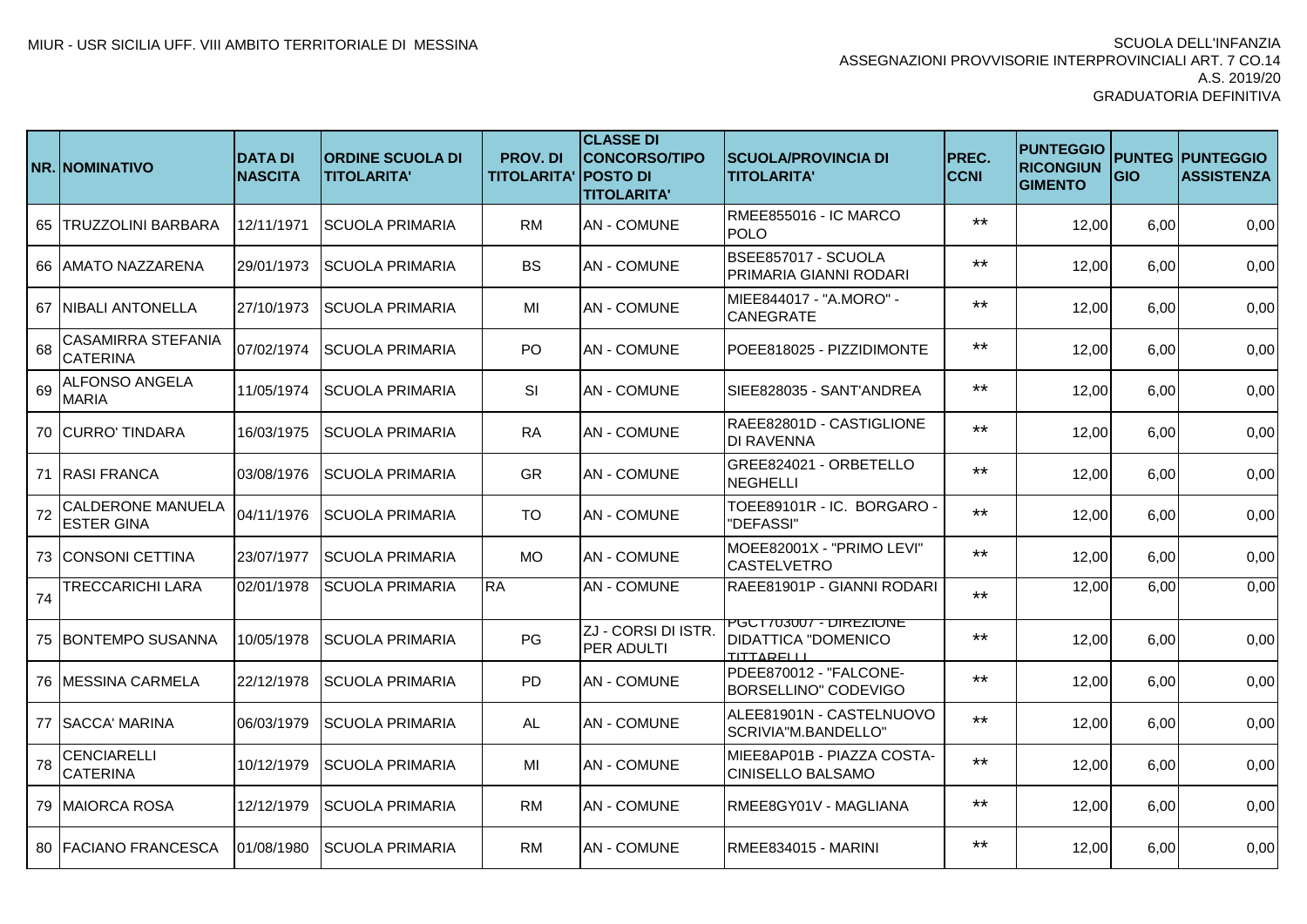MIUR - USR SICILIA UFF. VIII AMBITO TERRITORIALE DI MESSINA

SCUOLA DELL'INFANZIA
ASSEGNAZIONI PROVVISORIE INTERPROVINCIALI ART. 7 CO.14
A.S. 2019/20
GRADUATORIA DEFINITIVA

| NR. | NOMINATIVO | DATA DI NASCITA | ORDINE SCUOLA DI TITOLARITA' | PROV. DI TITOLARITA' | CLASSE DI CONCORSO/TIPO POSTO DI TITOLARITA' | SCUOLA/PROVINCIA DI TITOLARITA' | PREC. CCNI | PUNTEGGIO RICONGIUNGIMENTO | PUNTEGGIO | PUNTEGGIO ASSISTENZA |
|---|---|---|---|---|---|---|---|---|---|---|
| 65 | TRUZZOLINI BARBARA | 12/11/1971 | SCUOLA PRIMARIA | RM | AN - COMUNE | RMEE855016 - IC MARCO POLO | ** | 12,00 | 6,00 | 0,00 |
| 66 | AMATO NAZZARENA | 29/01/1973 | SCUOLA PRIMARIA | BS | AN - COMUNE | BSEE857017 - SCUOLA PRIMARIA GIANNI RODARI | ** | 12,00 | 6,00 | 0,00 |
| 67 | NIBALI ANTONELLA | 27/10/1973 | SCUOLA PRIMARIA | MI | AN - COMUNE | MIEE844017 - "A.MORO" - CANEGRATE | ** | 12,00 | 6,00 | 0,00 |
| 68 | CASAMIRRA STEFANIA CATERINA | 07/02/1974 | SCUOLA PRIMARIA | PO | AN - COMUNE | POEE818025 - PIZZIDIMONTE | ** | 12,00 | 6,00 | 0,00 |
| 69 | ALFONSO ANGELA MARIA | 11/05/1974 | SCUOLA PRIMARIA | SI | AN - COMUNE | SIEE828035 - SANT'ANDREA | ** | 12,00 | 6,00 | 0,00 |
| 70 | CURRO' TINDARA | 16/03/1975 | SCUOLA PRIMARIA | RA | AN - COMUNE | RAEE82801D - CASTIGLIONE DI RAVENNA | ** | 12,00 | 6,00 | 0,00 |
| 71 | RASI FRANCA | 03/08/1976 | SCUOLA PRIMARIA | GR | AN - COMUNE | GREE824021 - ORBETELLO NEGHELLI | ** | 12,00 | 6,00 | 0,00 |
| 72 | CALDERONE MANUELA ESTER GINA | 04/11/1976 | SCUOLA PRIMARIA | TO | AN - COMUNE | TOEE89101R - IC. BORGARO - "DEFASSI" | ** | 12,00 | 6,00 | 0,00 |
| 73 | CONSONI CETTINA | 23/07/1977 | SCUOLA PRIMARIA | MO | AN - COMUNE | MOEE82001X - "PRIMO LEVI" CASTELVETRO | ** | 12,00 | 6,00 | 0,00 |
| 74 | TRECCARICHI LARA | 02/01/1978 | SCUOLA PRIMARIA | RA | AN - COMUNE | RAEE81901P - GIANNI RODARI | ** | 12,00 | 6,00 | 0,00 |
| 75 | BONTEMPO SUSANNA | 10/05/1978 | SCUOLA PRIMARIA | PG | ZJ - CORSI DI ISTR. PER ADULTI | PGCT703007 - DIREZIONE DIDATTICA "DOMENICO TITTARELLI | ** | 12,00 | 6,00 | 0,00 |
| 76 | MESSINA CARMELA | 22/12/1978 | SCUOLA PRIMARIA | PD | AN - COMUNE | PDEE870012 - "FALCONE-BORSELLINO" CODEVIGO | ** | 12,00 | 6,00 | 0,00 |
| 77 | SACCA' MARINA | 06/03/1979 | SCUOLA PRIMARIA | AL | AN - COMUNE | ALEE81901N - CASTELNUOVO SCRIVIA"M.BANDELLO" | ** | 12,00 | 6,00 | 0,00 |
| 78 | CENCIARELLI CATERINA | 10/12/1979 | SCUOLA PRIMARIA | MI | AN - COMUNE | MIEE8AP01B - PIAZZA COSTA-CINISELLO BALSAMO | ** | 12,00 | 6,00 | 0,00 |
| 79 | MAIORCA ROSA | 12/12/1979 | SCUOLA PRIMARIA | RM | AN - COMUNE | RMEE8GY01V - MAGLIANA | ** | 12,00 | 6,00 | 0,00 |
| 80 | FACIANO FRANCESCA | 01/08/1980 | SCUOLA PRIMARIA | RM | AN - COMUNE | RMEE834015 - MARINI | ** | 12,00 | 6,00 | 0,00 |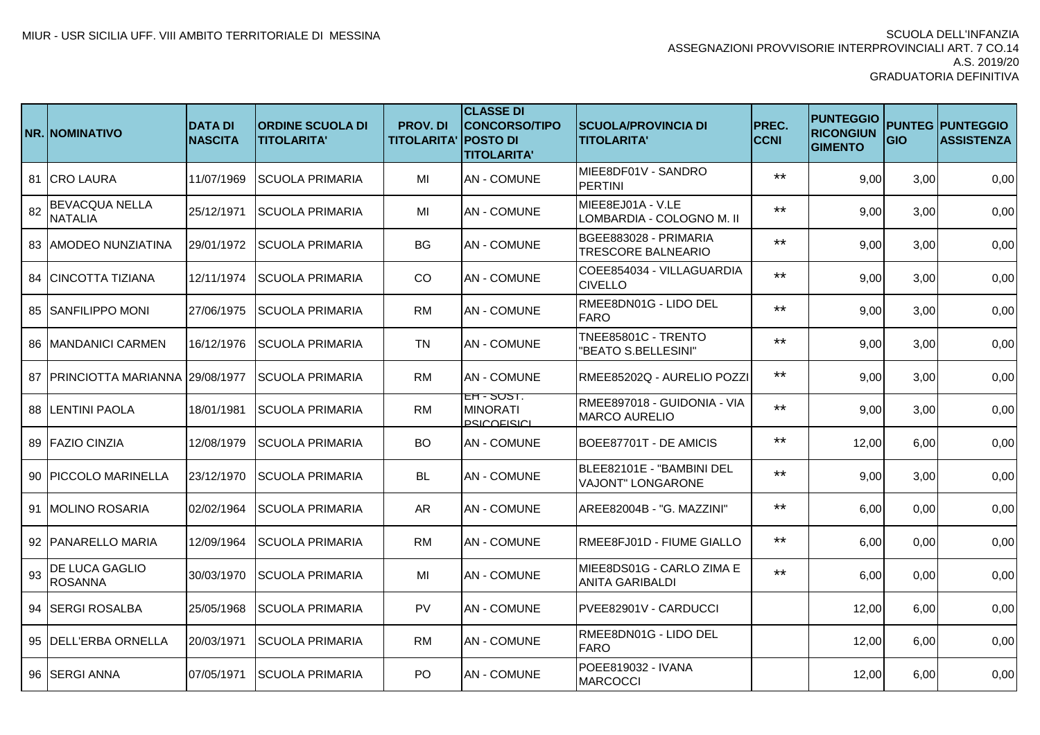MIUR - USR SICILIA UFF. VIII AMBITO TERRITORIALE DI MESSINA

SCUOLA DELL'INFANZIA
ASSEGNAZIONI PROVVISORIE INTERPROVINCIALI ART. 7 CO.14
A.S. 2019/20
GRADUATORIA DEFINITIVA

| NR. | NOMINATIVO | DATA DI NASCITA | ORDINE SCUOLA DI TITOLARITA' | PROV. DI TITOLARITA' | CLASSE DI CONCORSO/TIPO POSTO DI TITOLARITA' | SCUOLA/PROVINCIA DI TITOLARITA' | PREC. CCNI | PUNTEGGIO RICONGIUNGIMENTO | PUNTEGGIO | PUNTEGGIO ASSISTENZA |
|---|---|---|---|---|---|---|---|---|---|---|
| 81 | CRO LAURA | 11/07/1969 | SCUOLA PRIMARIA | MI | AN - COMUNE | MIEE8DF01V - SANDRO PERTINI | ** | 9,00 | 3,00 | 0,00 |
| 82 | BEVACQUA NELLA NATALIA | 25/12/1971 | SCUOLA PRIMARIA | MI | AN - COMUNE | MIEE8EJ01A - V.LE LOMBARDIA - COLOGNO M. II | ** | 9,00 | 3,00 | 0,00 |
| 83 | AMODEO NUNZIATINA | 29/01/1972 | SCUOLA PRIMARIA | BG | AN - COMUNE | BGEE883028 - PRIMARIA TRESCORE BALNEARIO | ** | 9,00 | 3,00 | 0,00 |
| 84 | CINCOTTA TIZIANA | 12/11/1974 | SCUOLA PRIMARIA | CO | AN - COMUNE | COEE854034 - VILLAGUARDIA CIVELLO | ** | 9,00 | 3,00 | 0,00 |
| 85 | SANFILIPPO MONI | 27/06/1975 | SCUOLA PRIMARIA | RM | AN - COMUNE | RMEE8DN01G - LIDO DEL FARO | ** | 9,00 | 3,00 | 0,00 |
| 86 | MANDANICI CARMEN | 16/12/1976 | SCUOLA PRIMARIA | TN | AN - COMUNE | TNEE85801C - TRENTO "BEATO S.BELLESINI" | ** | 9,00 | 3,00 | 0,00 |
| 87 | PRINCIOTTA MARIANNA | 29/08/1977 | SCUOLA PRIMARIA | RM | AN - COMUNE | RMEE85202Q - AURELIO POZZI | ** | 9,00 | 3,00 | 0,00 |
| 88 | LENTINI PAOLA | 18/01/1981 | SCUOLA PRIMARIA | RM | EH - SOST. MINORATI PSICOFISICI | RMEE897018 - GUIDONIA - VIA MARCO AURELIO | ** | 9,00 | 3,00 | 0,00 |
| 89 | FAZIO CINZIA | 12/08/1979 | SCUOLA PRIMARIA | BO | AN - COMUNE | BOEE87701T - DE AMICIS | ** | 12,00 | 6,00 | 0,00 |
| 90 | PICCOLO MARINELLA | 23/12/1970 | SCUOLA PRIMARIA | BL | AN - COMUNE | BLEE82101E - "BAMBINI DEL VAJONT" LONGARONE | ** | 9,00 | 3,00 | 0,00 |
| 91 | MOLINO ROSARIA | 02/02/1964 | SCUOLA PRIMARIA | AR | AN - COMUNE | AREE82004B - "G. MAZZINI" | ** | 6,00 | 0,00 | 0,00 |
| 92 | PANARELLO MARIA | 12/09/1964 | SCUOLA PRIMARIA | RM | AN - COMUNE | RMEE8FJ01D - FIUME GIALLO | ** | 6,00 | 0,00 | 0,00 |
| 93 | DE LUCA GAGLIO ROSANNA | 30/03/1970 | SCUOLA PRIMARIA | MI | AN - COMUNE | MIEE8DS01G - CARLO ZIMA E ANITA GARIBALDI | ** | 6,00 | 0,00 | 0,00 |
| 94 | SERGI ROSALBA | 25/05/1968 | SCUOLA PRIMARIA | PV | AN - COMUNE | PVEE82901V - CARDUCCI | | 12,00 | 6,00 | 0,00 |
| 95 | DELL'ERBA ORNELLA | 20/03/1971 | SCUOLA PRIMARIA | RM | AN - COMUNE | RMEE8DN01G - LIDO DEL FARO | | 12,00 | 6,00 | 0,00 |
| 96 | SERGI ANNA | 07/05/1971 | SCUOLA PRIMARIA | PO | AN - COMUNE | POEE819032 - IVANA MARCOCCI | | 12,00 | 6,00 | 0,00 |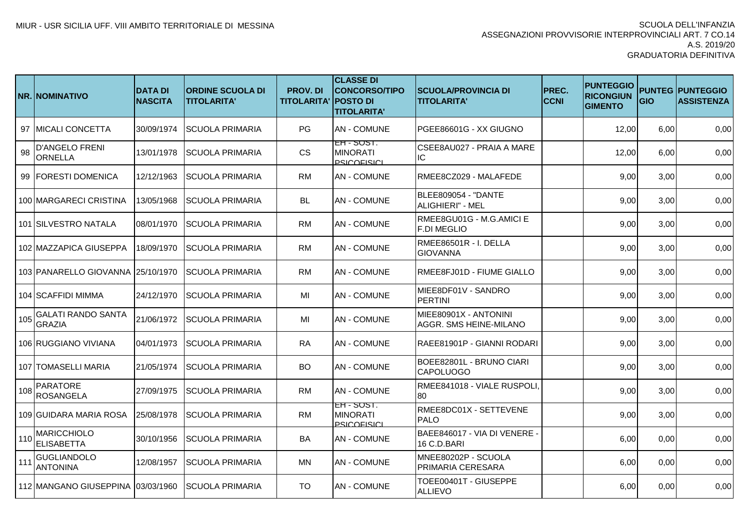MIUR - USR SICILIA UFF. VIII AMBITO TERRITORIALE DI MESSINA

SCUOLA DELL'INFANZIA
ASSEGNAZIONI PROVVISORIE INTERPROVINCIALI ART. 7 CO.14
A.S. 2019/20
GRADUATORIA DEFINITIVA

| NR. | NOMINATIVO | DATA DI NASCITA | ORDINE SCUOLA DI TITOLARITA' | PROV. DI TITOLARITA' | CLASSE DI CONCORSO/TIPO POSTO DI TITOLARITA' | SCUOLA/PROVINCIA DI TITOLARITA' | PREC. CCNI | PUNTEGGIO RICONGIUNGIMENTO | PUNTEGGIO | PUNTEGGIO ASSISTENZA |
|---|---|---|---|---|---|---|---|---|---|---|
| 97 | MICALI CONCETTA | 30/09/1974 | SCUOLA PRIMARIA | PG | AN - COMUNE | PGEE86601G - XX GIUGNO | | 12,00 | 6,00 | 0,00 |
| 98 | D'ANGELO FRENI ORNELLA | 13/01/1978 | SCUOLA PRIMARIA | CS | EH - SOST. MINORATI PSICOFISICI | CSEE8AU027 - PRAIA A MARE IC | | 12,00 | 6,00 | 0,00 |
| 99 | FORESTI DOMENICA | 12/12/1963 | SCUOLA PRIMARIA | RM | AN - COMUNE | RMEE8CZ029 - MALAFEDE | | 9,00 | 3,00 | 0,00 |
| 100 | MARGARECI CRISTINA | 13/05/1968 | SCUOLA PRIMARIA | BL | AN - COMUNE | BLEE809054 - "DANTE ALIGHIERI" - MEL | | 9,00 | 3,00 | 0,00 |
| 101 | SILVESTRO NATALA | 08/01/1970 | SCUOLA PRIMARIA | RM | AN - COMUNE | RMEE8GU01G - M.G.AMICI E F.DI MEGLIO | | 9,00 | 3,00 | 0,00 |
| 102 | MAZZAPICA GIUSEPPA | 18/09/1970 | SCUOLA PRIMARIA | RM | AN - COMUNE | RMEE86501R - I. DELLA GIOVANNA | | 9,00 | 3,00 | 0,00 |
| 103 | PANARELLO GIOVANNA | 25/10/1970 | SCUOLA PRIMARIA | RM | AN - COMUNE | RMEE8FJ01D - FIUME GIALLO | | 9,00 | 3,00 | 0,00 |
| 104 | SCAFFIDI MIMMA | 24/12/1970 | SCUOLA PRIMARIA | MI | AN - COMUNE | MIEE8DF01V - SANDRO PERTINI | | 9,00 | 3,00 | 0,00 |
| 105 | GALATI RANDO SANTA GRAZIA | 21/06/1972 | SCUOLA PRIMARIA | MI | AN - COMUNE | MIEE80901X - ANTONINI AGGR. SMS HEINE-MILANO | | 9,00 | 3,00 | 0,00 |
| 106 | RUGGIANO VIVIANA | 04/01/1973 | SCUOLA PRIMARIA | RA | AN - COMUNE | RAEE81901P - GIANNI RODARI | | 9,00 | 3,00 | 0,00 |
| 107 | TOMASELLI MARIA | 21/05/1974 | SCUOLA PRIMARIA | BO | AN - COMUNE | BOEE82801L - BRUNO CIARI CAPOLUOGO | | 9,00 | 3,00 | 0,00 |
| 108 | PARATORE ROSANGELA | 27/09/1975 | SCUOLA PRIMARIA | RM | AN - COMUNE | RMEE841018 - VIALE RUSPOLI, 80 | | 9,00 | 3,00 | 0,00 |
| 109 | GUIDARA MARIA ROSA | 25/08/1978 | SCUOLA PRIMARIA | RM | EH - SOST. MINORATI PSICOFISICI | RMEE8DC01X - SETTEVENE PALO | | 9,00 | 3,00 | 0,00 |
| 110 | MARICCHIOLO ELISABETTA | 30/10/1956 | SCUOLA PRIMARIA | BA | AN - COMUNE | BAEE846017 - VIA DI VENERE - 16 C.D.BARI | | 6,00 | 0,00 | 0,00 |
| 111 | GUGLIANDOLO ANTONINA | 12/08/1957 | SCUOLA PRIMARIA | MN | AN - COMUNE | MNEE80202P - SCUOLA PRIMARIA CERESARA | | 6,00 | 0,00 | 0,00 |
| 112 | MANGANO GIUSEPPINA | 03/03/1960 | SCUOLA PRIMARIA | TO | AN - COMUNE | TOEE00401T - GIUSEPPE ALLIEVO | | 6,00 | 0,00 | 0,00 |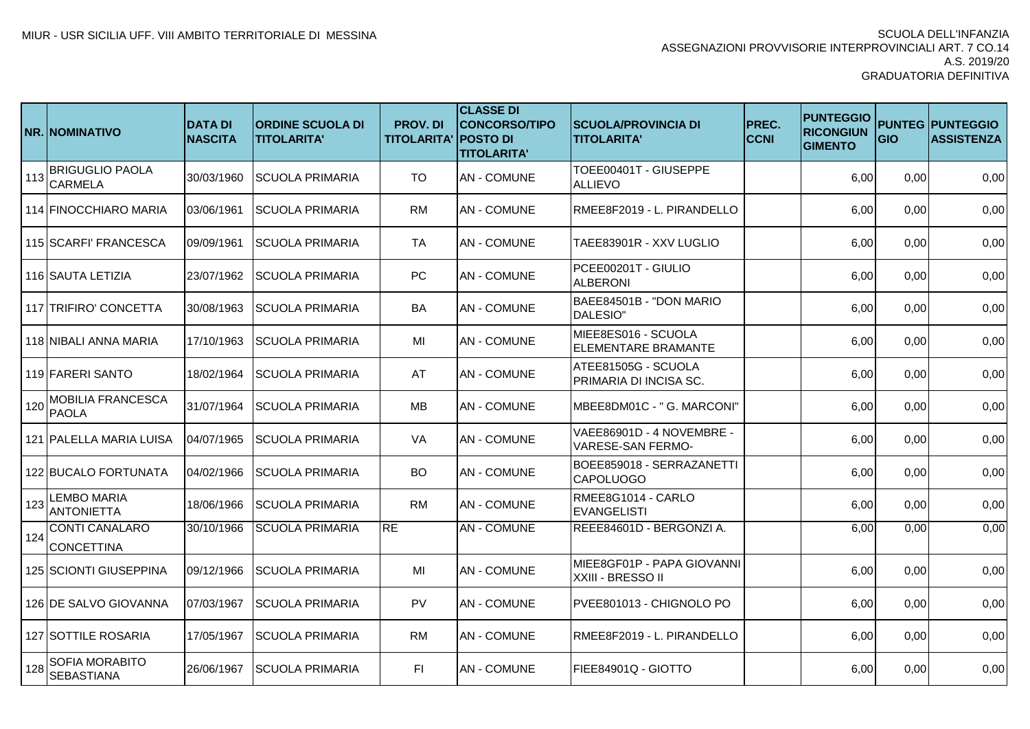MIUR - USR SICILIA UFF. VIII AMBITO TERRITORIALE DI MESSINA

SCUOLA DELL'INFANZIA
ASSEGNAZIONI PROVVISORIE INTERPROVINCIALI ART. 7 CO.14
A.S. 2019/20
GRADUATORIA DEFINITIVA

| NR. | NOMINATIVO | DATA DI NASCITA | ORDINE SCUOLA DI TITOLARITA' | PROV. DI TITOLARITA' | CLASSE DI CONCORSO/TIPO POSTO DI TITOLARITA' | SCUOLA/PROVINCIA DI TITOLARITA' | PREC. CCNI | PUNTEGGIO RICONGIUNGIMENTO | PUNTEGGIO | PUNTEGGIO ASSISTENZA |
|---|---|---|---|---|---|---|---|---|---|---|
| 113 | BRIGUGLIO PAOLA CARMELA | 30/03/1960 | SCUOLA PRIMARIA | TO | AN - COMUNE | TOEE00401T - GIUSEPPE ALLIEVO | | 6,00 | 0,00 | 0,00 |
| 114 | FINOCCHIARO MARIA | 03/06/1961 | SCUOLA PRIMARIA | RM | AN - COMUNE | RMEE8F2019 - L. PIRANDELLO | | 6,00 | 0,00 | 0,00 |
| 115 | SCARFI' FRANCESCA | 09/09/1961 | SCUOLA PRIMARIA | TA | AN - COMUNE | TAEE83901R - XXV LUGLIO | | 6,00 | 0,00 | 0,00 |
| 116 | SAUTA LETIZIA | 23/07/1962 | SCUOLA PRIMARIA | PC | AN - COMUNE | PCEE00201T - GIULIO ALBERONI | | 6,00 | 0,00 | 0,00 |
| 117 | TRIFIRO' CONCETTA | 30/08/1963 | SCUOLA PRIMARIA | BA | AN - COMUNE | BAEE84501B - "DON MARIO DALESIO" | | 6,00 | 0,00 | 0,00 |
| 118 | NIBALI ANNA MARIA | 17/10/1963 | SCUOLA PRIMARIA | MI | AN - COMUNE | MIEE8ES016 - SCUOLA ELEMENTARE BRAMANTE | | 6,00 | 0,00 | 0,00 |
| 119 | FARERI SANTO | 18/02/1964 | SCUOLA PRIMARIA | AT | AN - COMUNE | ATEE81505G - SCUOLA PRIMARIA DI INCISA SC. | | 6,00 | 0,00 | 0,00 |
| 120 | MOBILIA FRANCESCA PAOLA | 31/07/1964 | SCUOLA PRIMARIA | MB | AN - COMUNE | MBEE8DM01C - " G. MARCONI" | | 6,00 | 0,00 | 0,00 |
| 121 | PALELLA MARIA LUISA | 04/07/1965 | SCUOLA PRIMARIA | VA | AN - COMUNE | VAEE86901D - 4 NOVEMBRE - VARESE-SAN FERMO- | | 6,00 | 0,00 | 0,00 |
| 122 | BUCALO FORTUNATA | 04/02/1966 | SCUOLA PRIMARIA | BO | AN - COMUNE | BOEE859018 - SERRAZANETTI CAPOLUOGO | | 6,00 | 0,00 | 0,00 |
| 123 | LEMBO MARIA ANTONIETTA | 18/06/1966 | SCUOLA PRIMARIA | RM | AN - COMUNE | RMEE8G1014 - CARLO EVANGELISTI | | 6,00 | 0,00 | 0,00 |
| 124 | CONTI CANALARO CONCETTINA | 30/10/1966 | SCUOLA PRIMARIA | RE | AN - COMUNE | REEE84601D - BERGONZI A. | | 6,00 | 0,00 | 0,00 |
| 125 | SCIONTI GIUSEPPINA | 09/12/1966 | SCUOLA PRIMARIA | MI | AN - COMUNE | MIEE8GF01P - PAPA GIOVANNI XXIII - BRESSO II | | 6,00 | 0,00 | 0,00 |
| 126 | DE SALVO GIOVANNA | 07/03/1967 | SCUOLA PRIMARIA | PV | AN - COMUNE | PVEE801013 - CHIGNOLO PO | | 6,00 | 0,00 | 0,00 |
| 127 | SOTTILE ROSARIA | 17/05/1967 | SCUOLA PRIMARIA | RM | AN - COMUNE | RMEE8F2019 - L. PIRANDELLO | | 6,00 | 0,00 | 0,00 |
| 128 | SOFIA MORABITO SEBASTIANA | 26/06/1967 | SCUOLA PRIMARIA | FI | AN - COMUNE | FIEE84901Q - GIOTTO | | 6,00 | 0,00 | 0,00 |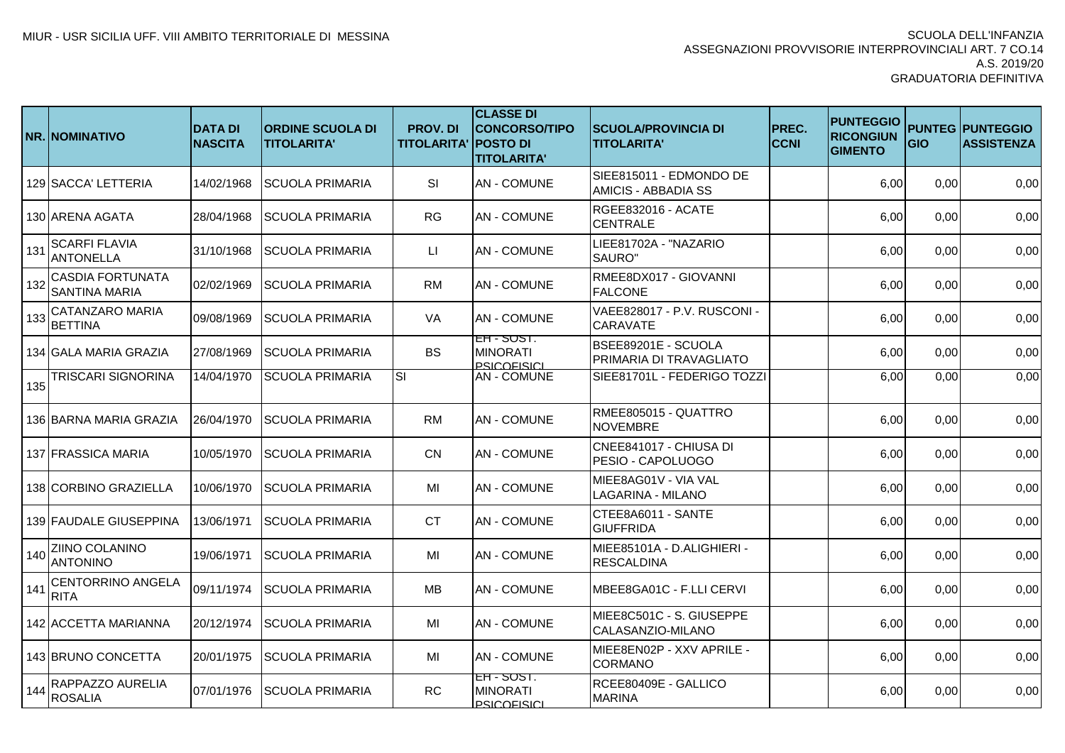MIUR - USR SICILIA UFF. VIII AMBITO TERRITORIALE DI MESSINA

SCUOLA DELL'INFANZIA
ASSEGNAZIONI PROVVISORIE INTERPROVINCIALI ART. 7 CO.14
A.S. 2019/20
GRADUATORIA DEFINITIVA

| NR. | NOMINATIVO | DATA DI NASCITA | ORDINE SCUOLA DI TITOLARITA' | PROV. DI TITOLARITA' | CLASSE DI CONCORSO/TIPO POSTO DI TITOLARITA' | SCUOLA/PROVINCIA DI TITOLARITA' | PREC. CCNI | PUNTEGGIO RICONGIUNGIMENTO | PUNTEGGIO | PUNTEGGIO ASSISTENZA |
|---|---|---|---|---|---|---|---|---|---|---|
| 129 | SACCA' LETTERIA | 14/02/1968 | SCUOLA PRIMARIA | SI | AN - COMUNE | SIEE815011 - EDMONDO DE AMICIS - ABBADIA SS | | 6,00 | 0,00 | 0,00 |
| 130 | ARENA AGATA | 28/04/1968 | SCUOLA PRIMARIA | RG | AN - COMUNE | RGEE832016 - ACATE CENTRALE | | 6,00 | 0,00 | 0,00 |
| 131 | SCARFI FLAVIA ANTONELLA | 31/10/1968 | SCUOLA PRIMARIA | LI | AN - COMUNE | LIEE81702A - "NAZARIO SAURO" | | 6,00 | 0,00 | 0,00 |
| 132 | CASDIA FORTUNATA SANTINA MARIA | 02/02/1969 | SCUOLA PRIMARIA | RM | AN - COMUNE | RMEE8DX017 - GIOVANNI FALCONE | | 6,00 | 0,00 | 0,00 |
| 133 | CATANZARO MARIA BETTINA | 09/08/1969 | SCUOLA PRIMARIA | VA | AN - COMUNE | VAEE828017 - P.V. RUSCONI - CARAVATE | | 6,00 | 0,00 | 0,00 |
| 134 | GALA MARIA GRAZIA | 27/08/1969 | SCUOLA PRIMARIA | BS | EH - SOST. MINORATI PSICOFISICI | BSEE89201E - SCUOLA PRIMARIA DI TRAVAGLIATO | | 6,00 | 0,00 | 0,00 |
| 135 | TRISCARI SIGNORINA | 14/04/1970 | SCUOLA PRIMARIA | SI | AN - COMUNE | SIEE81701L - FEDERIGO TOZZI | | 6,00 | 0,00 | 0,00 |
| 136 | BARNA MARIA GRAZIA | 26/04/1970 | SCUOLA PRIMARIA | RM | AN - COMUNE | RMEE805015 - QUATTRO NOVEMBRE | | 6,00 | 0,00 | 0,00 |
| 137 | FRASSICA MARIA | 10/05/1970 | SCUOLA PRIMARIA | CN | AN - COMUNE | CNEE841017 - CHIUSA DI PESIO - CAPOLUOGO | | 6,00 | 0,00 | 0,00 |
| 138 | CORBINO GRAZIELLA | 10/06/1970 | SCUOLA PRIMARIA | MI | AN - COMUNE | MIEE8AG01V - VIA VAL LAGARINA - MILANO | | 6,00 | 0,00 | 0,00 |
| 139 | FAUDALE GIUSEPPINA | 13/06/1971 | SCUOLA PRIMARIA | CT | AN - COMUNE | CTEE8A6011 - SANTE GIUFFRIDA | | 6,00 | 0,00 | 0,00 |
| 140 | ZIINO COLANINO ANTONINO | 19/06/1971 | SCUOLA PRIMARIA | MI | AN - COMUNE | MIEE85101A - D.ALIGHIERI - RESCALDINA | | 6,00 | 0,00 | 0,00 |
| 141 | CENTORRINO ANGELA RITA | 09/11/1974 | SCUOLA PRIMARIA | MB | AN - COMUNE | MBEE8GA01C - F.LLI CERVI | | 6,00 | 0,00 | 0,00 |
| 142 | ACCETTA MARIANNA | 20/12/1974 | SCUOLA PRIMARIA | MI | AN - COMUNE | MIEE8C501C - S. GIUSEPPE CALASANZIO-MILANO | | 6,00 | 0,00 | 0,00 |
| 143 | BRUNO CONCETTA | 20/01/1975 | SCUOLA PRIMARIA | MI | AN - COMUNE | MIEE8EN02P - XXV APRILE - CORMANO | | 6,00 | 0,00 | 0,00 |
| 144 | RAPPAZZO AURELIA ROSALIA | 07/01/1976 | SCUOLA PRIMARIA | RC | EH - SOST. MINORATI PSICOFISICI | RCEE80409E - GALLICO MARINA | | 6,00 | 0,00 | 0,00 |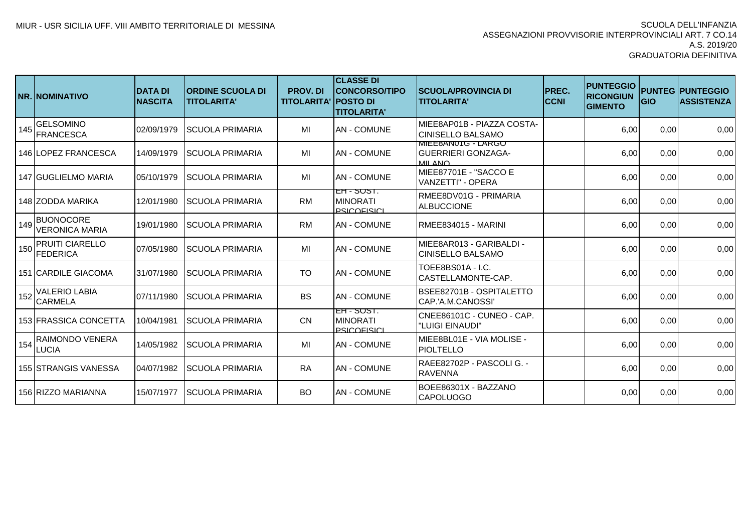MIUR - USR SICILIA UFF. VIII AMBITO TERRITORIALE DI MESSINA

SCUOLA DELL'INFANZIA
ASSEGNAZIONI PROVVISORIE INTERPROVINCIALI ART. 7 CO.14
A.S. 2019/20
GRADUATORIA DEFINITIVA

| NR. | NOMINATIVO | DATA DI NASCITA | ORDINE SCUOLA DI TITOLARITA' | PROV. DI TITOLARITA' | CLASSE DI CONCORSO/TIPO POSTO DI TITOLARITA' | SCUOLA/PROVINCIA DI TITOLARITA' | PREC. CCNI | PUNTEGGIO RICONGIUNGIMENTO | PUNTEGGIO | PUNTEGGIO ASSISTENZA |
|---|---|---|---|---|---|---|---|---|---|---|
| 145 | GELSOMINO FRANCESCA | 02/09/1979 | SCUOLA PRIMARIA | MI | AN - COMUNE | MIEE8AP01B - PIAZZA COSTA-CINISELLO BALSAMO | | 6,00 | 0,00 | 0,00 |
| 146 | LOPEZ FRANCESCA | 14/09/1979 | SCUOLA PRIMARIA | MI | AN - COMUNE | MIEE8AN01G - LARGO GUERRIERI GONZAGA-MILANO | | 6,00 | 0,00 | 0,00 |
| 147 | GUGLIELMO MARIA | 05/10/1979 | SCUOLA PRIMARIA | MI | AN - COMUNE | MIEE87701E - "SACCO E VANZETTI" - OPERA | | 6,00 | 0,00 | 0,00 |
| 148 | ZODDA MARIKA | 12/01/1980 | SCUOLA PRIMARIA | RM | EH - SOST. MINORATI PSICOFISICI | RMEE8DV01G - PRIMARIA ALBUCCIONE | | 6,00 | 0,00 | 0,00 |
| 149 | BUONOCORE VERONICA MARIA | 19/01/1980 | SCUOLA PRIMARIA | RM | AN - COMUNE | RMEE834015 - MARINI | | 6,00 | 0,00 | 0,00 |
| 150 | PRUITI CIARELLO FEDERICA | 07/05/1980 | SCUOLA PRIMARIA | MI | AN - COMUNE | MIEE8AR013 - GARIBALDI - CINISELLO BALSAMO | | 6,00 | 0,00 | 0,00 |
| 151 | CARDILE GIACOMA | 31/07/1980 | SCUOLA PRIMARIA | TO | AN - COMUNE | TOEE8BS01A - I.C. CASTELLAMONTE-CAP. | | 6,00 | 0,00 | 0,00 |
| 152 | VALERIO LABIA CARMELA | 07/11/1980 | SCUOLA PRIMARIA | BS | AN - COMUNE | BSEE82701B - OSPITALETTO CAP.'A.M.CANOSSI' | | 6,00 | 0,00 | 0,00 |
| 153 | FRASSICA CONCETTA | 10/04/1981 | SCUOLA PRIMARIA | CN | EH - SOST. MINORATI PSICOFISICI | CNEE86101C - CUNEO - CAP. "LUIGI EINAUDI" | | 6,00 | 0,00 | 0,00 |
| 154 | RAIMONDO VENERA LUCIA | 14/05/1982 | SCUOLA PRIMARIA | MI | AN - COMUNE | MIEE8BL01E - VIA MOLISE - PIOLTELLO | | 6,00 | 0,00 | 0,00 |
| 155 | STRANGIS VANESSA | 04/07/1982 | SCUOLA PRIMARIA | RA | AN - COMUNE | RAEE82702P - PASCOLI G. - RAVENNA | | 6,00 | 0,00 | 0,00 |
| 156 | RIZZO MARIANNA | 15/07/1977 | SCUOLA PRIMARIA | BO | AN - COMUNE | BOEE86301X - BAZZANO CAPOLUOGO | | 0,00 | 0,00 | 0,00 |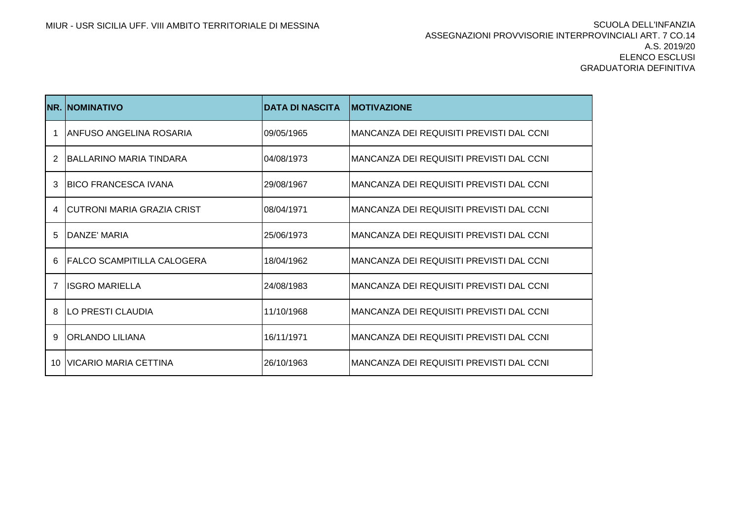MIUR - USR SICILIA UFF. VIII AMBITO TERRITORIALE DI MESSINA

SCUOLA DELL'INFANZIA
ASSEGNAZIONI PROVVISORIE INTERPROVINCIALI ART. 7 CO.14
A.S. 2019/20
ELENCO ESCLUSI
GRADUATORIA DEFINITIVA

| NR. | NOMINATIVO | DATA DI NASCITA | MOTIVAZIONE |
|---|---|---|---|
| 1 | ANFUSO ANGELINA ROSARIA | 09/05/1965 | MANCANZA DEI REQUISITI PREVISTI DAL CCNI |
| 2 | BALLARINO MARIA TINDARA | 04/08/1973 | MANCANZA DEI REQUISITI PREVISTI DAL CCNI |
| 3 | BICO FRANCESCA IVANA | 29/08/1967 | MANCANZA DEI REQUISITI PREVISTI DAL CCNI |
| 4 | CUTRONI MARIA GRAZIA CRIST | 08/04/1971 | MANCANZA DEI REQUISITI PREVISTI DAL CCNI |
| 5 | DANZE' MARIA | 25/06/1973 | MANCANZA DEI REQUISITI PREVISTI DAL CCNI |
| 6 | FALCO SCAMPITILLA CALOGERA | 18/04/1962 | MANCANZA DEI REQUISITI PREVISTI DAL CCNI |
| 7 | ISGRO MARIELLA | 24/08/1983 | MANCANZA DEI REQUISITI PREVISTI DAL CCNI |
| 8 | LO PRESTI CLAUDIA | 11/10/1968 | MANCANZA DEI REQUISITI PREVISTI DAL CCNI |
| 9 | ORLANDO LILIANA | 16/11/1971 | MANCANZA DEI REQUISITI PREVISTI DAL CCNI |
| 10 | VICARIO MARIA CETTINA | 26/10/1963 | MANCANZA DEI REQUISITI PREVISTI DAL CCNI |